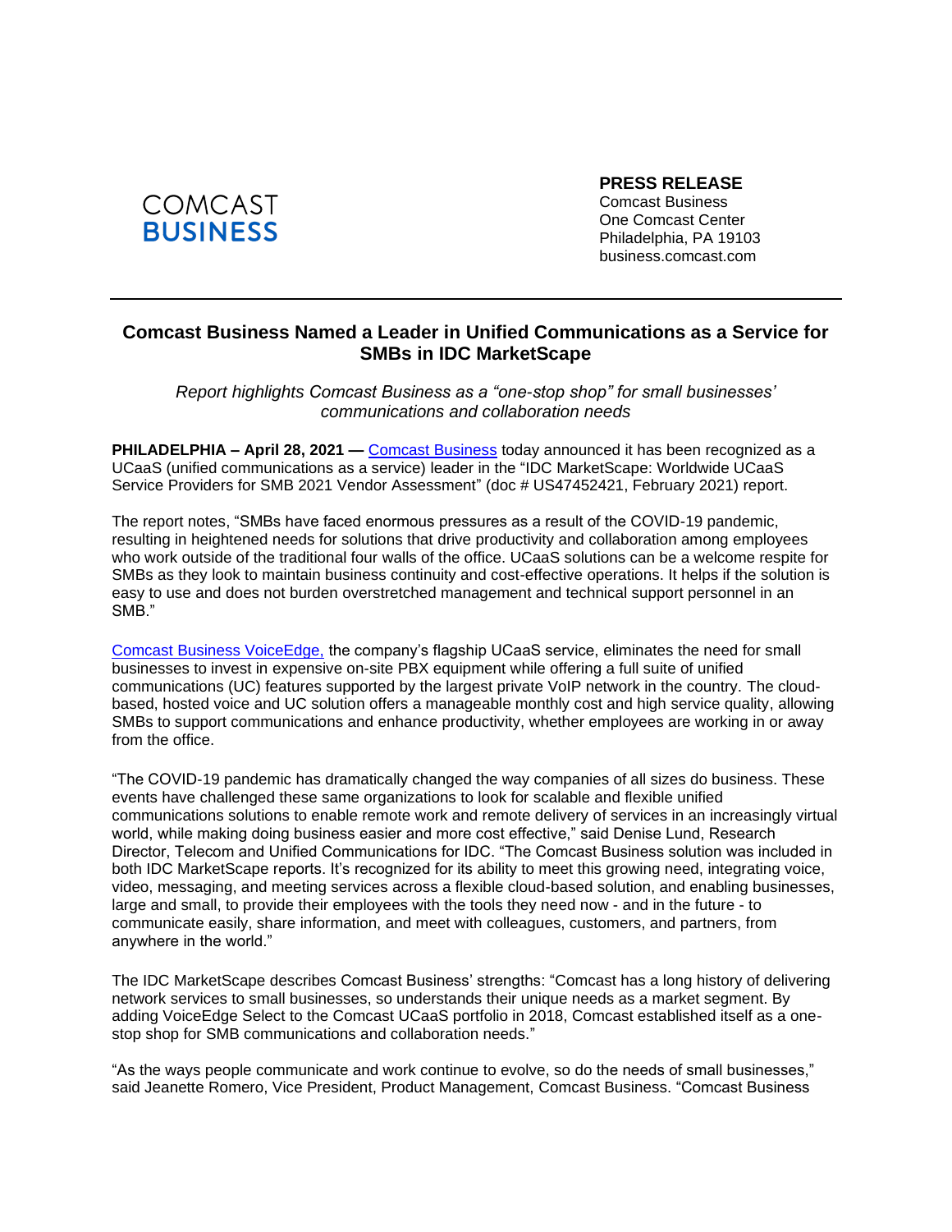COMCAST
BUSINESS

**PRESS RELEASE**
Comcast Business
One Comcast Center
Philadelphia, PA 19103
business.comcast.com

# Comcast Business Named a Leader in Unified Communications as a Service for SMBs in IDC MarketScape

*Report highlights Comcast Business as a "one-stop shop" for small businesses' communications and collaboration needs*

**PHILADELPHIA – April 28, 2021 —** Comcast Business today announced it has been recognized as a UCaaS (unified communications as a service) leader in the "IDC MarketScape: Worldwide UCaaS Service Providers for SMB 2021 Vendor Assessment" (doc # US47452421, February 2021) report.

The report notes, "SMBs have faced enormous pressures as a result of the COVID-19 pandemic, resulting in heightened needs for solutions that drive productivity and collaboration among employees who work outside of the traditional four walls of the office. UCaaS solutions can be a welcome respite for SMBs as they look to maintain business continuity and cost-effective operations. It helps if the solution is easy to use and does not burden overstretched management and technical support personnel in an SMB."

Comcast Business VoiceEdge, the company's flagship UCaaS service, eliminates the need for small businesses to invest in expensive on-site PBX equipment while offering a full suite of unified communications (UC) features supported by the largest private VoIP network in the country. The cloud-based, hosted voice and UC solution offers a manageable monthly cost and high service quality, allowing SMBs to support communications and enhance productivity, whether employees are working in or away from the office.

"The COVID-19 pandemic has dramatically changed the way companies of all sizes do business. These events have challenged these same organizations to look for scalable and flexible unified communications solutions to enable remote work and remote delivery of services in an increasingly virtual world, while making doing business easier and more cost effective," said Denise Lund, Research Director, Telecom and Unified Communications for IDC. "The Comcast Business solution was included in both IDC MarketScape reports. It's recognized for its ability to meet this growing need, integrating voice, video, messaging, and meeting services across a flexible cloud-based solution, and enabling businesses, large and small, to provide their employees with the tools they need now - and in the future - to communicate easily, share information, and meet with colleagues, customers, and partners, from anywhere in the world."

The IDC MarketScape describes Comcast Business' strengths: "Comcast has a long history of delivering network services to small businesses, so understands their unique needs as a market segment. By adding VoiceEdge Select to the Comcast UCaaS portfolio in 2018, Comcast established itself as a one-stop shop for SMB communications and collaboration needs."

"As the ways people communicate and work continue to evolve, so do the needs of small businesses," said Jeanette Romero, Vice President, Product Management, Comcast Business. "Comcast Business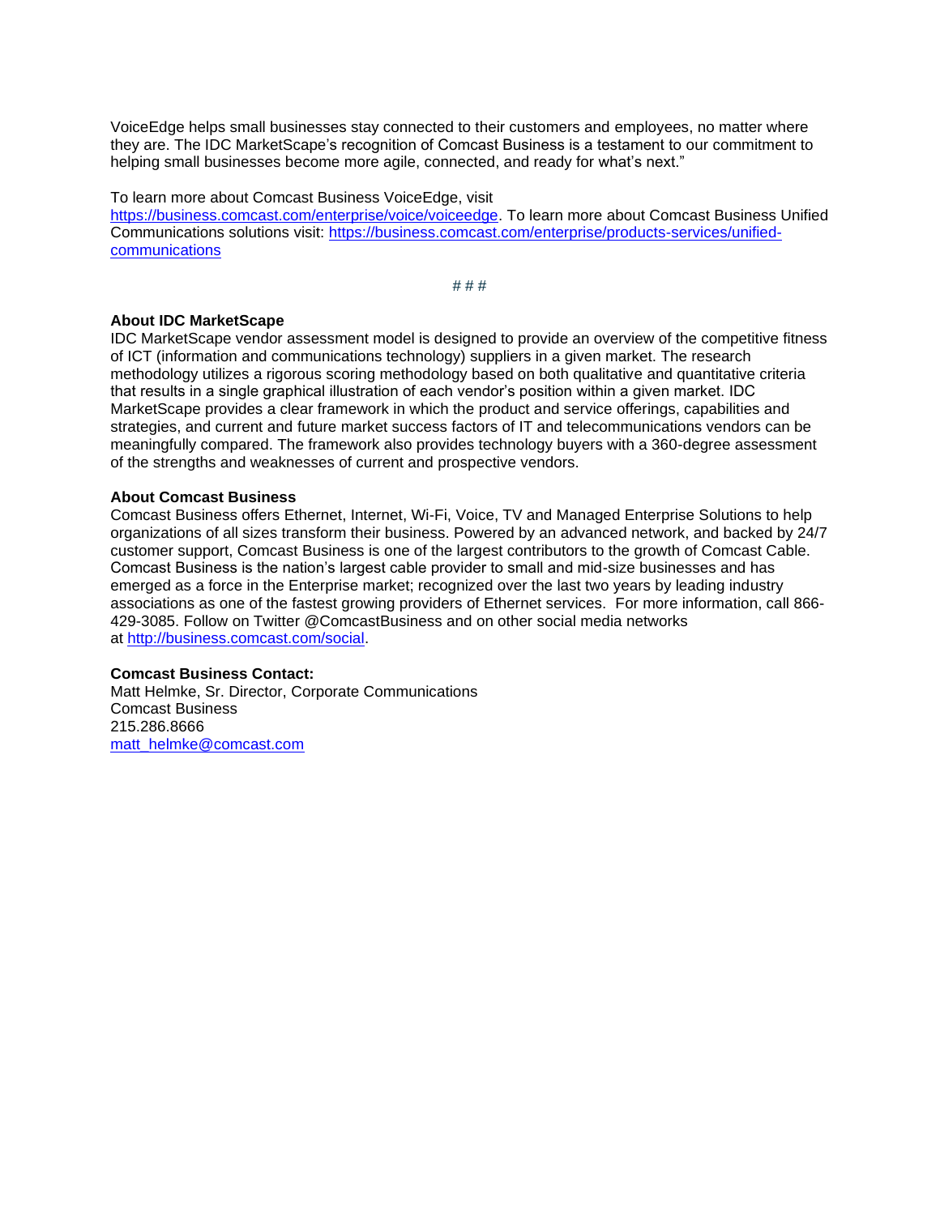VoiceEdge helps small businesses stay connected to their customers and employees, no matter where they are. The IDC MarketScape's recognition of Comcast Business is a testament to our commitment to helping small businesses become more agile, connected, and ready for what's next."

To learn more about Comcast Business VoiceEdge, visit https://business.comcast.com/enterprise/voice/voiceedge. To learn more about Comcast Business Unified Communications solutions visit: https://business.comcast.com/enterprise/products-services/unified-communications

# # #

**About IDC MarketScape**
IDC MarketScape vendor assessment model is designed to provide an overview of the competitive fitness of ICT (information and communications technology) suppliers in a given market. The research methodology utilizes a rigorous scoring methodology based on both qualitative and quantitative criteria that results in a single graphical illustration of each vendor's position within a given market. IDC MarketScape provides a clear framework in which the product and service offerings, capabilities and strategies, and current and future market success factors of IT and telecommunications vendors can be meaningfully compared. The framework also provides technology buyers with a 360-degree assessment of the strengths and weaknesses of current and prospective vendors.

**About Comcast Business**
Comcast Business offers Ethernet, Internet, Wi-Fi, Voice, TV and Managed Enterprise Solutions to help organizations of all sizes transform their business. Powered by an advanced network, and backed by 24/7 customer support, Comcast Business is one of the largest contributors to the growth of Comcast Cable. Comcast Business is the nation's largest cable provider to small and mid-size businesses and has emerged as a force in the Enterprise market; recognized over the last two years by leading industry associations as one of the fastest growing providers of Ethernet services. For more information, call 866-429-3085. Follow on Twitter @ComcastBusiness and on other social media networks at http://business.comcast.com/social.

**Comcast Business Contact:**
Matt Helmke, Sr. Director, Corporate Communications
Comcast Business
215.286.8666
matt_helmke@comcast.com